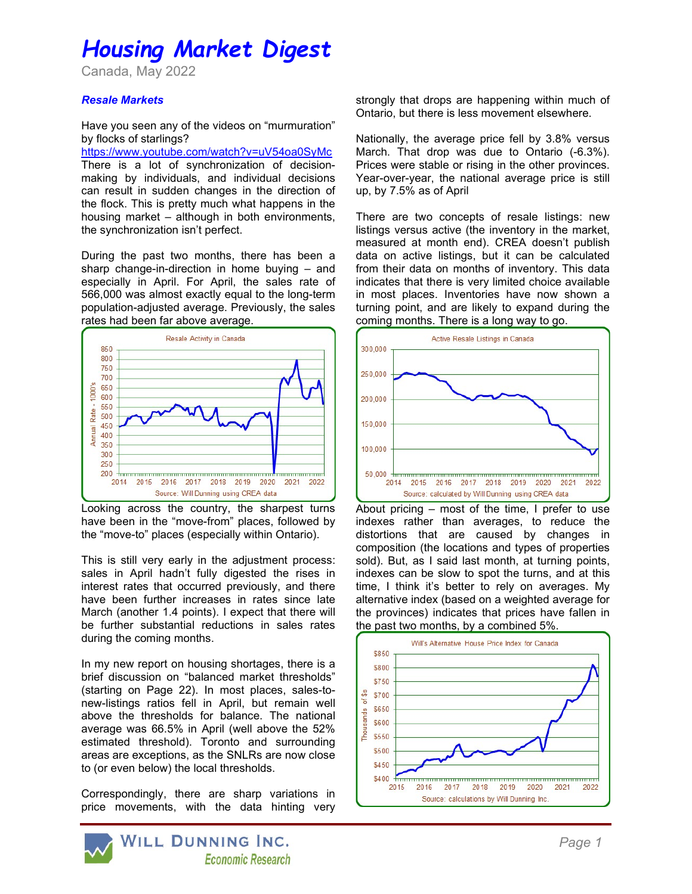# Housing Market Digest

Canada, May 2022

### *Resale Markets*

Have you seen any of the videos on "murmuration" by flocks of starlings? https://www.youtube.com/watch?v=uV54oa0SyMc There is a lot of synchronization of decision-making by individuals, and individual decisions can result in sudden changes in the direction of the flock. This is pretty much what happens in the housing market – although in both environments, the synchronization isn't perfect.

During the past two months, there has been a sharp change-in-direction in home buying – and especially in April. For April, the sales rate of 566,000 was almost exactly equal to the long-term population-adjusted average. Previously, the sales rates had been far above average.

Looking across the country, the sharpest turns have been in the "move-from" places, followed by the "move-to" places (especially within Ontario).

This is still very early in the adjustment process: sales in April hadn't fully digested the rises in interest rates that occurred previously, and there have been further increases in rates since late March (another 1.4 points). I expect that there will be further substantial reductions in sales rates during the coming months.

In my new report on housing shortages, there is a brief discussion on "balanced market thresholds" (starting on Page 22). In most places, sales-to-new-listings ratios fell in April, but remain well above the thresholds for balance. The national average was 66.5% in April (well above the 52% estimated threshold). Toronto and surrounding areas are exceptions, as the SNLRs are now close to (or even below) the local thresholds.

Correspondingly, there are sharp variations in price movements, with the data hinting very strongly that drops are happening within much of Ontario, but there is less movement elsewhere.

Nationally, the average price fell by 3.8% versus March. That drop was due to Ontario (-6.3%). Prices were stable or rising in the other provinces. Year-over-year, the national average price is still up, by 7.5% as of April

There are two concepts of resale listings: new listings versus active (the inventory in the market, measured at month end). CREA doesn't publish data on active listings, but it can be calculated from their data on months of inventory. This data indicates that there is very limited choice available in most places. Inventories have now shown a turning point, and are likely to expand during the coming months. There is a long way to go.

About pricing – most of the time, I prefer to use indexes rather than averages, to reduce the distortions that are caused by changes in composition (the locations and types of properties sold). But, as I said last month, at turning points, indexes can be slow to spot the turns, and at this time, I think it's better to rely on averages. My alternative index (based on a weighted average for the provinces) indicates that prices have fallen in the past two months, by a combined 5%.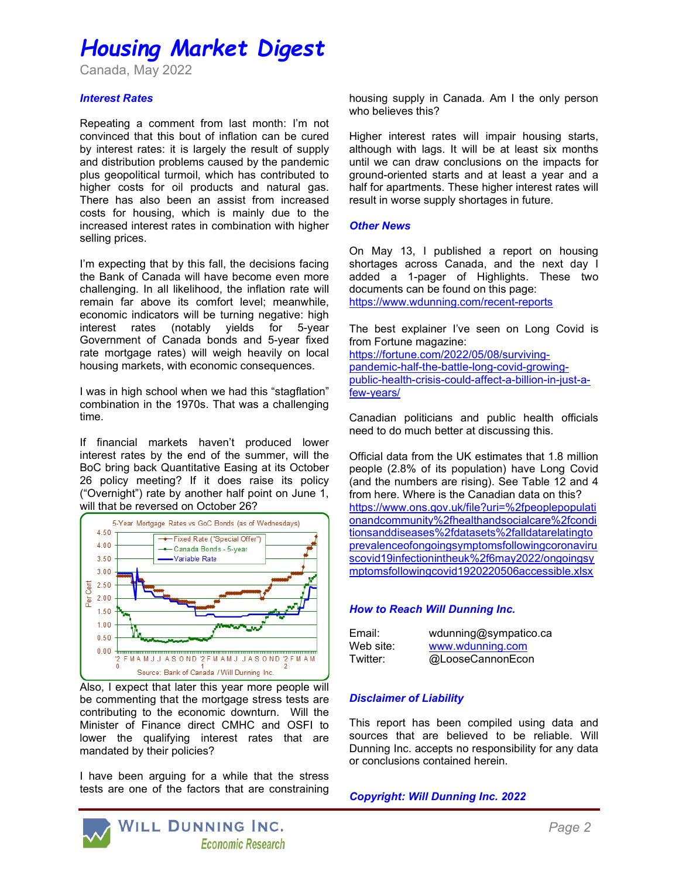# Housing Market Digest

Canada, May 2022

### *Interest Rates*

Repeating a comment from last month: I'm not convinced that this bout of inflation can be cured by interest rates: it is largely the result of supply and distribution problems caused by the pandemic plus geopolitical turmoil, which has contributed to higher costs for oil products and natural gas. There has also been an assist from increased costs for housing, which is mainly due to the increased interest rates in combination with higher selling prices.

I'm expecting that by this fall, the decisions facing the Bank of Canada will have become even more challenging. In all likelihood, the inflation rate will remain far above its comfort level; meanwhile, economic indicators will be turning negative: high interest rates (notably yields for 5-year Government of Canada bonds and 5-year fixed rate mortgage rates) will weigh heavily on local housing markets, with economic consequences.

I was in high school when we had this "stagflation" combination in the 1970s. That was a challenging time.

If financial markets haven't produced lower interest rates by the end of the summer, will the BoC bring back Quantitative Easing at its October 26 policy meeting? If it does raise its policy ("Overnight") rate by another half point on June 1, will that be reversed on October 26?

5-Year Mortgage Rates vs GoC Bonds (as of Wednesdays)

Fixed Rate ("Special Offer")
Canada Bonds - 5-year
Variable Rate

Per Cent

4.50
4.00
3.50
3.00
2.50
2.00
1.50
1.00
0.50
0.00

'20 F M A M J J A S O N D '21 F M A M J J A S O N D '22 F M A M

Source: Bank of Canada / Will Dunning Inc.

Also, I expect that later this year more people will be commenting that the mortgage stress tests are contributing to the economic downturn. Will the Minister of Finance direct CMHC and OSFI to lower the qualifying interest rates that are mandated by their policies?

I have been arguing for a while that the stress tests are one of the factors that are constraining housing supply in Canada. Am I the only person who believes this?

Higher interest rates will impair housing starts, although with lags. It will be at least six months until we can draw conclusions on the impacts for ground-oriented starts and at least a year and a half for apartments. These higher interest rates will result in worse supply shortages in future.

### *Other News*

On May 13, I published a report on housing shortages across Canada, and the next day I added a 1-pager of Highlights. These two documents can be found on this page: https://www.wdunning.com/recent-reports

The best explainer I've seen on Long Covid is from Fortune magazine: https://fortune.com/2022/05/08/surviving-pandemic-half-the-battle-long-covid-growing-public-health-crisis-could-affect-a-billion-in-just-a-few-years/

Canadian politicians and public health officials need to do much better at discussing this.

Official data from the UK estimates that 1.8 million people (2.8% of its population) have Long Covid (and the numbers are rising). See Table 12 and 4 from here. Where is the Canadian data on this? https://www.ons.gov.uk/file?uri=%2fpeoplepopulationandcommunity%2fhealthandsocialcare%2fconditionsanddiseases%2fdatasets%2falldatarelatingtoprevalenceofongoingsymptomsfollowingcoronaviruscovid19infectionintheuk%2f6may2022/ongoingsymptomsfollowingcovid1920220506accessible.xlsx

### *How to Reach Will Dunning Inc.*

| | |
|---|---|
| Email: | wdunning@sympatico.ca |
| Web site: | www.wdunning.com |
| Twitter: | @LooseCannonEcon |

### *Disclaimer of Liability*

This report has been compiled using data and sources that are believed to be reliable. Will Dunning Inc. accepts no responsibility for any data or conclusions contained herein.

***Copyright: Will Dunning Inc. 2022***